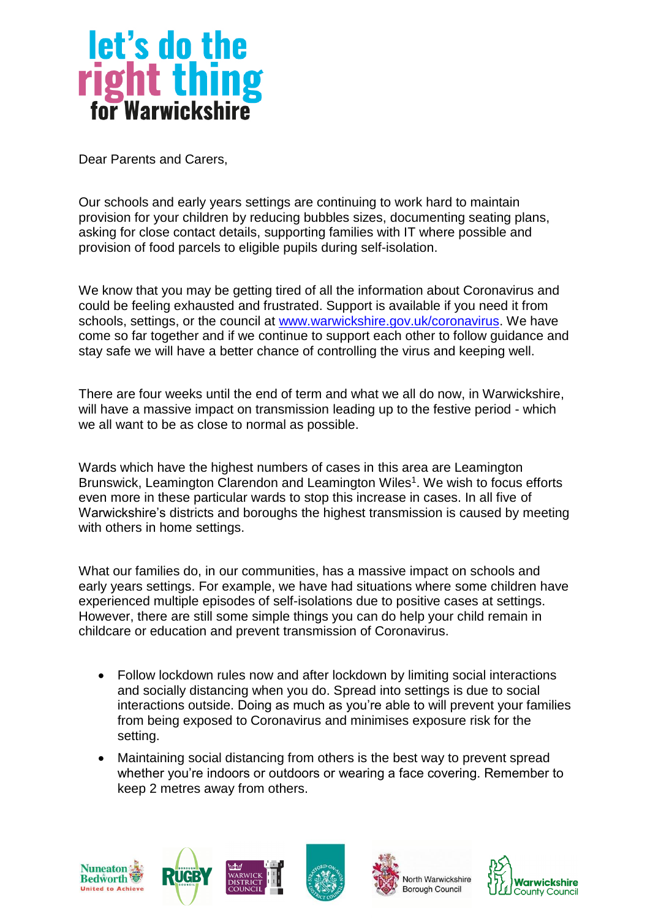# let's do the right thing for Warwickshire

Dear Parents and Carers,

Our schools and early years settings are continuing to work hard to maintain provision for your children by reducing bubbles sizes, documenting seating plans, asking for close contact details, supporting families with IT where possible and provision of food parcels to eligible pupils during self-isolation.

We know that you may be getting tired of all the information about Coronavirus and could be feeling exhausted and frustrated. Support is available if you need it from schools, settings, or the council at www.warwickshire.gov.uk/coronavirus. We have come so far together and if we continue to support each other to follow guidance and stay safe we will have a better chance of controlling the virus and keeping well.

There are four weeks until the end of term and what we all do now, in Warwickshire, will have a massive impact on transmission leading up to the festive period - which we all want to be as close to normal as possible.

Wards which have the highest numbers of cases in this area are Leamington Brunswick, Leamington Clarendon and Leamington Wiles[1]. We wish to focus efforts even more in these particular wards to stop this increase in cases. In all five of Warwickshire's districts and boroughs the highest transmission is caused by meeting with others in home settings.

What our families do, in our communities, has a massive impact on schools and early years settings. For example, we have had situations where some children have experienced multiple episodes of self-isolations due to positive cases at settings. However, there are still some simple things you can do help your child remain in childcare or education and prevent transmission of Coronavirus.

- Follow lockdown rules now and after lockdown by limiting social interactions and socially distancing when you do. Spread into settings is due to social interactions outside. Doing as much as you're able to will prevent your families from being exposed to Coronavirus and minimises exposure risk for the setting.
- Maintaining social distancing from others is the best way to prevent spread whether you're indoors or outdoors or wearing a face covering. Remember to keep 2 metres away from others.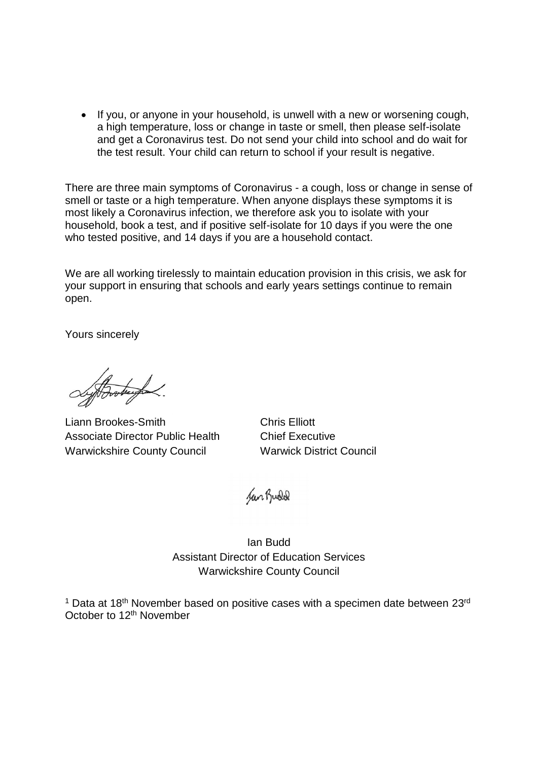- If you, or anyone in your household, is unwell with a new or worsening cough, a high temperature, loss or change in taste or smell, then please self-isolate and get a Coronavirus test. Do not send your child into school and do wait for the test result. Your child can return to school if your result is negative.

There are three main symptoms of Coronavirus - a cough, loss or change in sense of smell or taste or a high temperature. When anyone displays these symptoms it is most likely a Coronavirus infection, we therefore ask you to isolate with your household, book a test, and if positive self-isolate for 10 days if you were the one who tested positive, and 14 days if you are a household contact.

We are all working tirelessly to maintain education provision in this crisis, we ask for your support in ensuring that schools and early years settings continue to remain open.

Yours sincerely

Liann Brookes-Smith
Associate Director Public Health
Warwickshire County Council

Chris Elliott
Chief Executive
Warwick District Council

Ian Budd
Assistant Director of Education Services
Warwickshire County Council

[1] Data at 18th November based on positive cases with a specimen date between 23rd October to 12th November